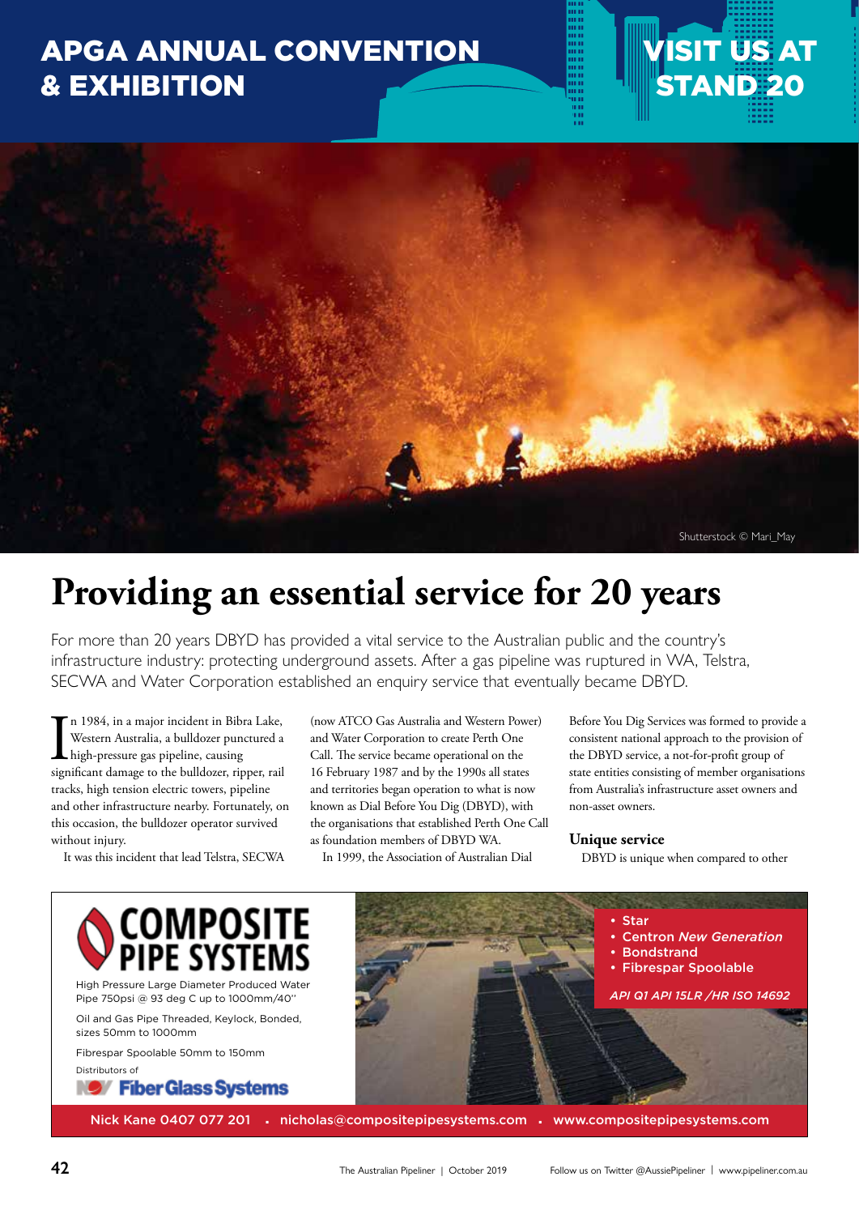# APGA ANNUAL CONVENTION & EXHIBITION

VISIT US AT STAND 20

Shutterstock © Mari_May

# Providing an essential service for 20 years

For more than 20 years DBYD has provided a vital service to the Australian public and the country's infrastructure industry: protecting underground assets. After a gas pipeline was ruptured in WA, Telstra, SECWA and Water Corporation established an enquiry service that eventually became DBYD.

In 1984, in a major incident in Bibra Lake, Western Australia, a bulldozer punctured a high-pressure gas pipeline, causing significant damage to the bulldozer, ripper, rail tracks, high tension electric towers, pipeline and other infrastructure nearby. Fortunately, on this occasion, the bulldozer operator survived without injury.

It was this incident that lead Telstra, SECWA (now ATCO Gas Australia and Western Power) and Water Corporation to create Perth One Call. The service became operational on the 16 February 1987 and by the 1990s all states and territories began operation to what is now known as Dial Before You Dig (DBYD), with the organisations that established Perth One Call as foundation members of DBYD WA.

In 1999, the Association of Australian Dial Before You Dig Services was formed to provide a consistent national approach to the provision of the DBYD service, a not-for-profit group of state entities consisting of member organisations from Australia's infrastructure asset owners and non-asset owners.

### Unique service

DBYD is unique when compared to other

---

**COMPOSITE PIPE SYSTEMS**

High Pressure Large Diameter Produced Water Pipe 750psi @ 93 deg C up to 1000mm/40"

Oil and Gas Pipe Threaded, Keylock, Bonded, sizes 50mm to 1000mm

Fibrespar Spoolable 50mm to 150mm

Distributors of

Fiber Glass Systems

- Star
- Centron *New Generation*
- Bondstrand
- Fibrespar Spoolable

*API Q1 API 15LR /HR ISO 14692*

Nick Kane 0407 077 201 · nicholas@compositepipesystems.com · www.compositepipesystems.com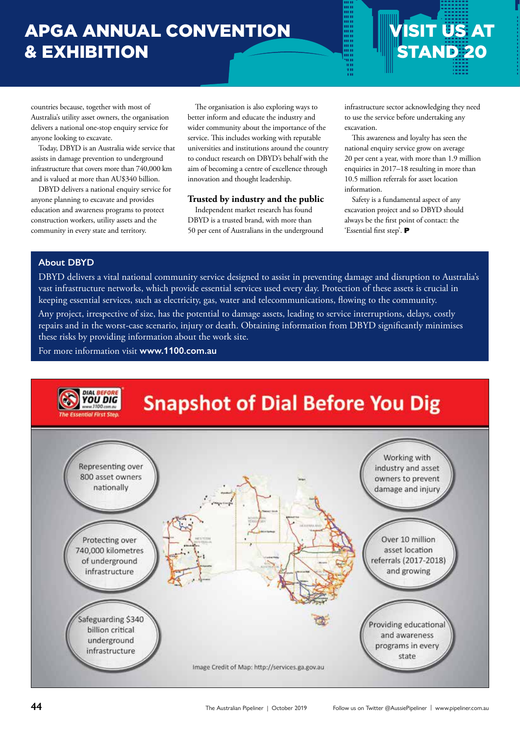countries because, together with most of Australia's utility asset owners, the organisation delivers a national one-stop enquiry service for anyone looking to excavate.

Today, DBYD is an Australia wide service that assists in damage prevention to underground infrastructure that covers more than 740,000 km and is valued at more than AU$340 billion.

DBYD delivers a national enquiry service for anyone planning to excavate and provides education and awareness programs to protect construction workers, utility assets and the community in every state and territory.

The organisation is also exploring ways to better inform and educate the industry and wider community about the importance of the service. This includes working with reputable universities and institutions around the country to conduct research on DBYD's behalf with the aim of becoming a centre of excellence through innovation and thought leadership.

## Trusted by industry and the public

Independent market research has found DBYD is a trusted brand, with more than 50 per cent of Australians in the underground infrastructure sector acknowledging they need to use the service before undertaking any excavation.

This awareness and loyalty has seen the national enquiry service grow on average 20 per cent a year, with more than 1.9 million enquiries in 2017–18 resulting in more than 10.5 million referrals for asset location information.

Safety is a fundamental aspect of any excavation project and so DBYD should always be the first point of contact: the 'Essential first step'.

## About DBYD

DBYD delivers a vital national community service designed to assist in preventing damage and disruption to Australia's vast infrastructure networks, which provide essential services used every day. Protection of these assets is crucial in keeping essential services, such as electricity, gas, water and telecommunications, flowing to the community.

Any project, irrespective of size, has the potential to damage assets, leading to service interruptions, delays, costly repairs and in the worst-case scenario, injury or death. Obtaining information from DBYD significantly minimises these risks by providing information about the work site.

For more information visit **www.1100.com.au**

## Snapshot of Dial Before You Dig

Representing over 800 asset owners nationally

Protecting over 740,000 kilometres of underground infrastructure

Safeguarding $340 billion critical underground infrastructure

Working with industry and asset owners to prevent damage and injury

Over 10 million asset location referrals (2017-2018) and growing

Providing educational and awareness programs in every state

Image Credit of Map: http://services.ga.gov.au